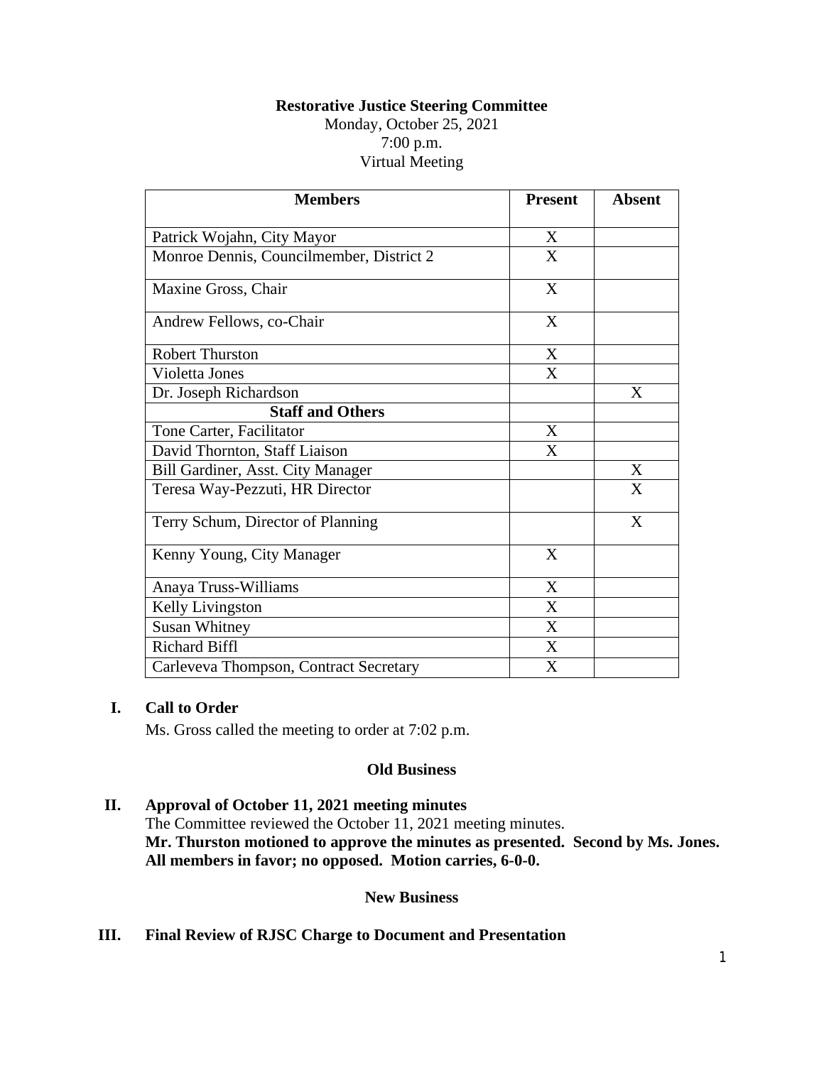**Restorative Justice Steering Committee**

Monday, October 25, 2021
7:00 p.m.
Virtual Meeting

| Members | Present | Absent |
|---|---|---|
| Patrick Wojahn, City Mayor | X | |
| Monroe Dennis, Councilmember, District 2 | X | |
| Maxine Gross, Chair | X | |
| Andrew Fellows, co-Chair | X | |
| Robert Thurston | X | |
| Violetta Jones | X | |
| Dr. Joseph Richardson | | X |
| **Staff and Others** | | |
| Tone Carter, Facilitator | X | |
| David Thornton, Staff Liaison | X | |
| Bill Gardiner, Asst. City Manager | | X |
| Teresa Way-Pezzuti, HR Director | | X |
| Terry Schum, Director of Planning | | X |
| Kenny Young, City Manager | X | |
| Anaya Truss-Williams | X | |
| Kelly Livingston | X | |
| Susan Whitney | X | |
| Richard Biffl | X | |
| Carleveva Thompson, Contract Secretary | X | |

**I. Call to Order**

Ms. Gross called the meeting to order at 7:02 p.m.

**Old Business**

**II. Approval of October 11, 2021 meeting minutes**

The Committee reviewed the October 11, 2021 meeting minutes.
**Mr. Thurston motioned to approve the minutes as presented. Second by Ms. Jones. All members in favor; no opposed. Motion carries, 6-0-0.**

**New Business**

**III. Final Review of RJSC Charge to Document and Presentation**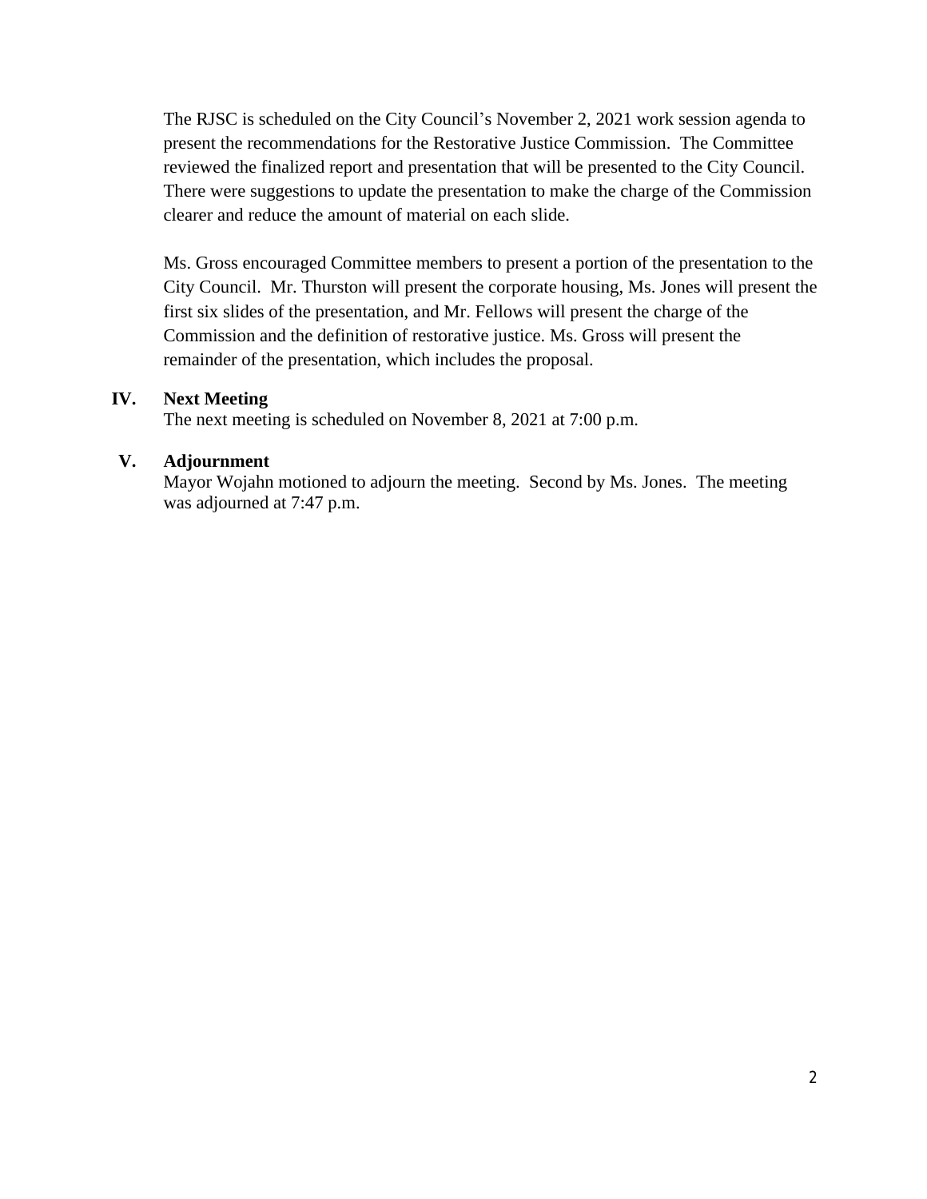The RJSC is scheduled on the City Council's November 2, 2021 work session agenda to present the recommendations for the Restorative Justice Commission. The Committee reviewed the finalized report and presentation that will be presented to the City Council. There were suggestions to update the presentation to make the charge of the Commission clearer and reduce the amount of material on each slide.

Ms. Gross encouraged Committee members to present a portion of the presentation to the City Council. Mr. Thurston will present the corporate housing, Ms. Jones will present the first six slides of the presentation, and Mr. Fellows will present the charge of the Commission and the definition of restorative justice. Ms. Gross will present the remainder of the presentation, which includes the proposal.

**IV. Next Meeting**

The next meeting is scheduled on November 8, 2021 at 7:00 p.m.

**V. Adjournment**

Mayor Wojahn motioned to adjourn the meeting. Second by Ms. Jones. The meeting was adjourned at 7:47 p.m.